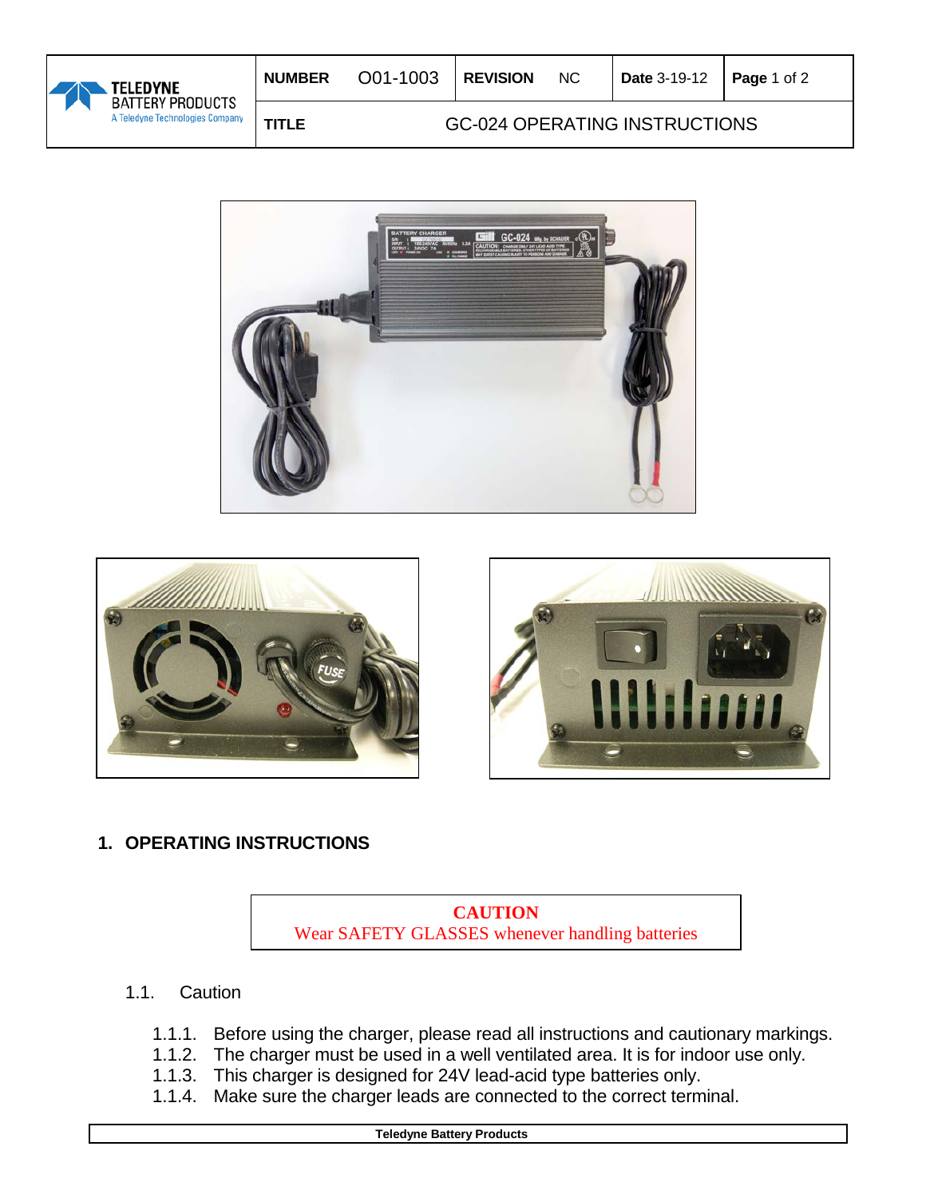| TELEDYNE BATTERY PRODUCTS<br>A Teledyne Technologies Company | **NUMBER** O01-1003 | **REVISION** NC | **Date** 3-19-12 |
| --- | --- | --- | --- |
| | **TITLE** GC-024 OPERATING INSTRUCTIONS | | |

## 1. OPERATING INSTRUCTIONS

> **CAUTION**
> Wear SAFETY GLASSES whenever handling batteries

### 1.1. Caution

- 1.1.1. Before using the charger, please read all instructions and cautionary markings.
- 1.1.2. The charger must be used in a well ventilated area. It is for indoor use only.
- 1.1.3. This charger is designed for 24V lead-acid type batteries only.
- 1.1.4. Make sure the charger leads are connected to the correct terminal.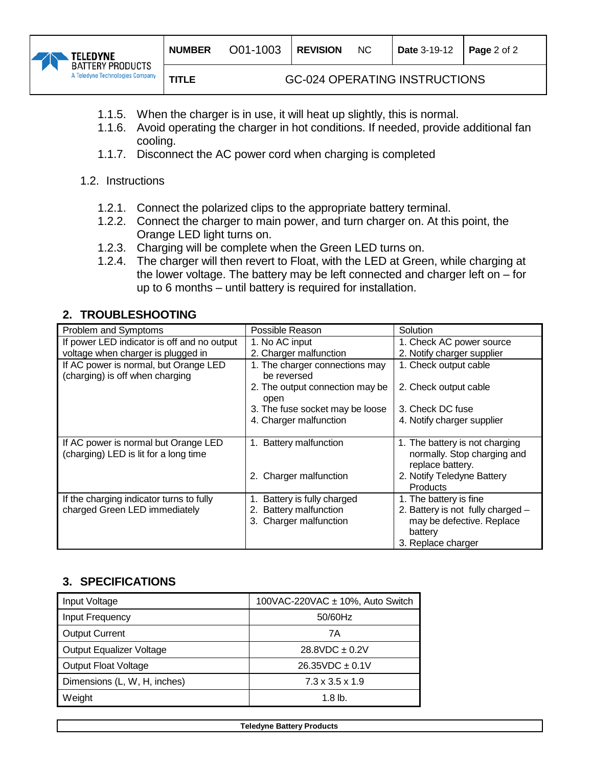1.1.5. When the charger is in use, it will heat up slightly, this is normal.

1.1.6. Avoid operating the charger in hot conditions. If needed, provide additional fan cooling.

1.1.7. Disconnect the AC power cord when charging is completed

1.2. Instructions

1.2.1. Connect the polarized clips to the appropriate battery terminal.

1.2.2. Connect the charger to main power, and turn charger on. At this point, the Orange LED light turns on.

1.2.3. Charging will be complete when the Green LED turns on.

1.2.4. The charger will then revert to Float, with the LED at Green, while charging at the lower voltage. The battery may be left connected and charger left on – for up to 6 months – until battery is required for installation.

## 2. TROUBLESHOOTING

| Problem and Symptoms | Possible Reason | Solution |
|---|---|---|
| If power LED indicator is off and no output voltage when charger is plugged in | 1. No AC input<br>2. Charger malfunction | 1. Check AC power source<br>2. Notify charger supplier |
| If AC power is normal, but Orange LED (charging) is off when charging | 1. The charger connections may be reversed<br>2. The output connection may be open<br>3. The fuse socket may be loose<br>4. Charger malfunction | 1. Check output cable<br>2. Check output cable<br>3. Check DC fuse<br>4. Notify charger supplier |
| If AC power is normal but Orange LED (charging) LED is lit for a long time | 1. Battery malfunction<br>2. Charger malfunction | 1. The battery is not charging normally. Stop charging and replace battery.<br>2. Notify Teledyne Battery Products |
| If the charging indicator turns to fully charged Green LED immediately | 1. Battery is fully charged<br>2. Battery malfunction<br>3. Charger malfunction | 1. The battery is fine<br>2. Battery is not fully charged – may be defective. Replace battery<br>3. Replace charger |

## 3. SPECIFICATIONS

| | |
|---|---|
| Input Voltage | 100VAC-220VAC ± 10%, Auto Switch |
| Input Frequency | 50/60Hz |
| Output Current | 7A |
| Output Equalizer Voltage | 28.8VDC ± 0.2V |
| Output Float Voltage | 26.35VDC ± 0.1V |
| Dimensions (L, W, H, inches) | 7.3 x 3.5 x 1.9 |
| Weight | 1.8 lb. |